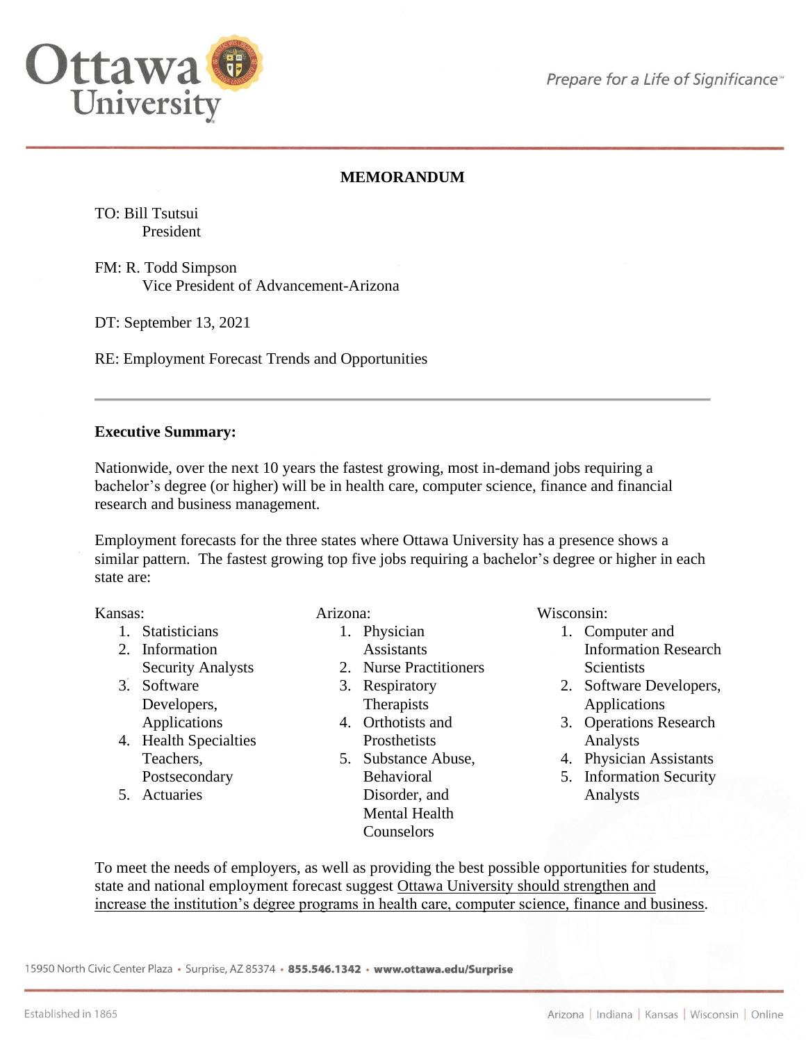Ottawa University

*Prepare for a Life of Significance*

**MEMORANDUM**

TO: Bill Tsutsui
President

FM: R. Todd Simpson
Vice President of Advancement-Arizona

DT: September 13, 2021

RE: Employment Forecast Trends and Opportunities

---

**Executive Summary:**

Nationwide, over the next 10 years the fastest growing, most in-demand jobs requiring a bachelor's degree (or higher) will be in health care, computer science, finance and financial research and business management.

Employment forecasts for the three states where Ottawa University has a presence shows a similar pattern. The fastest growing top five jobs requiring a bachelor's degree or higher in each state are:

Kansas:
1. Statisticians
2. Information Security Analysts
3. Software Developers, Applications
4. Health Specialties Teachers, Postsecondary
5. Actuaries

Arizona:
1. Physician Assistants
2. Nurse Practitioners
3. Respiratory Therapists
4. Orthotists and Prosthetists
5. Substance Abuse, Behavioral Disorder, and Mental Health Counselors

Wisconsin:
1. Computer and Information Research Scientists
2. Software Developers, Applications
3. Operations Research Analysts
4. Physician Assistants
5. Information Security Analysts

To meet the needs of employers, as well as providing the best possible opportunities for students, state and national employment forecast suggest <u>Ottawa University should strengthen and increase the institution's degree programs in health care, computer science, finance and business</u>.

15950 North Civic Center Plaza • Surprise, AZ 85374 • **855.546.1342** • **www.ottawa.edu/Surprise**

Established in 1865 — Arizona | Indiana | Kansas | Wisconsin | Online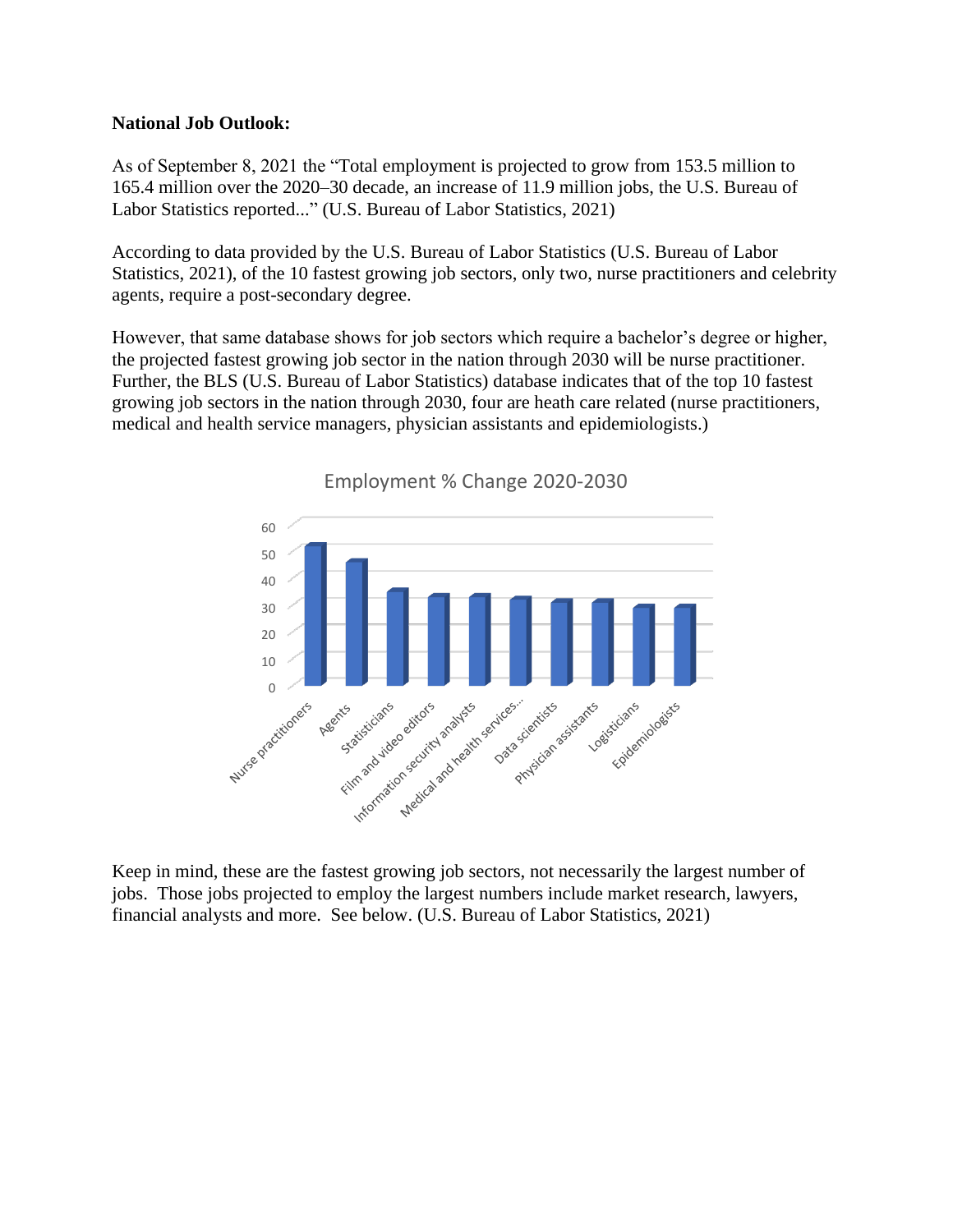**National Job Outlook:**

As of September 8, 2021 the "Total employment is projected to grow from 153.5 million to 165.4 million over the 2020–30 decade, an increase of 11.9 million jobs, the U.S. Bureau of Labor Statistics reported..." (U.S. Bureau of Labor Statistics, 2021)

According to data provided by the U.S. Bureau of Labor Statistics (U.S. Bureau of Labor Statistics, 2021), of the 10 fastest growing job sectors, only two, nurse practitioners and celebrity agents, require a post-secondary degree.

However, that same database shows for job sectors which require a bachelor's degree or higher, the projected fastest growing job sector in the nation through 2030 will be nurse practitioner. Further, the BLS (U.S. Bureau of Labor Statistics) database indicates that of the top 10 fastest growing job sectors in the nation through 2030, four are heath care related (nurse practitioners, medical and health service managers, physician assistants and epidemiologists.)

Employment % Change 2020-2030

Keep in mind, these are the fastest growing job sectors, not necessarily the largest number of jobs. Those jobs projected to employ the largest numbers include market research, lawyers, financial analysts and more. See below. (U.S. Bureau of Labor Statistics, 2021)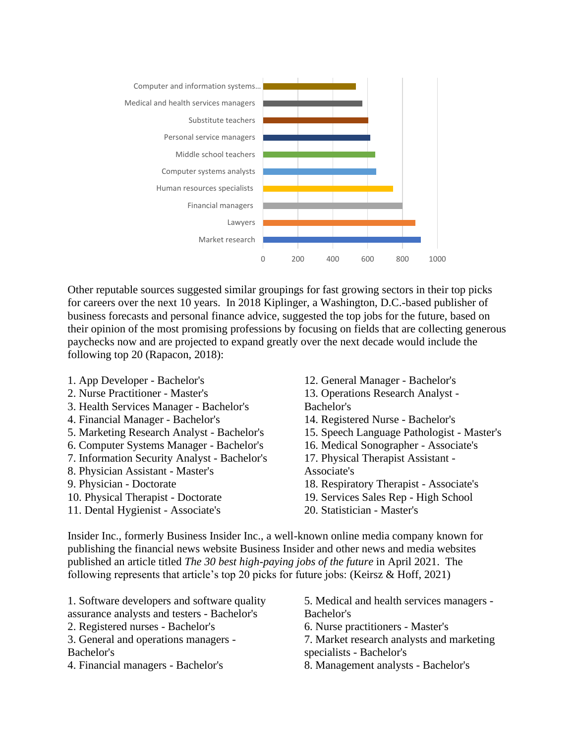Computer and information systems...
Medical and health services managers
Substitute teachers
Personal service managers
Middle school teachers
Computer systems analysts
Human resources specialists
Financial managers
Lawyers
Market research

0 200 400 600 800 1000

Other reputable sources suggested similar groupings for fast growing sectors in their top picks for careers over the next 10 years. In 2018 Kiplinger, a Washington, D.C.-based publisher of business forecasts and personal finance advice, suggested the top jobs for the future, based on their opinion of the most promising professions by focusing on fields that are collecting generous paychecks now and are projected to expand greatly over the next decade would include the following top 20 (Rapacon, 2018):

1. App Developer - Bachelor's
2. Nurse Practitioner - Master's
3. Health Services Manager - Bachelor's
4. Financial Manager - Bachelor's
5. Marketing Research Analyst - Bachelor's
6. Computer Systems Manager - Bachelor's
7. Information Security Analyst - Bachelor's
8. Physician Assistant - Master's
9. Physician - Doctorate
10. Physical Therapist - Doctorate
11. Dental Hygienist - Associate's
12. General Manager - Bachelor's
13. Operations Research Analyst - Bachelor's
14. Registered Nurse - Bachelor's
15. Speech Language Pathologist - Master's
16. Medical Sonographer - Associate's
17. Physical Therapist Assistant - Associate's
18. Respiratory Therapist - Associate's
19. Services Sales Rep - High School
20. Statistician - Master's

Insider Inc., formerly Business Insider Inc., a well-known online media company known for publishing the financial news website Business Insider and other news and media websites published an article titled *The 30 best high-paying jobs of the future* in April 2021. The following represents that article's top 20 picks for future jobs: (Keirsz & Hoff, 2021)

1. Software developers and software quality assurance analysts and testers - Bachelor's
2. Registered nurses - Bachelor's
3. General and operations managers - Bachelor's
4. Financial managers - Bachelor's
5. Medical and health services managers - Bachelor's
6. Nurse practitioners - Master's
7. Market research analysts and marketing specialists - Bachelor's
8. Management analysts - Bachelor's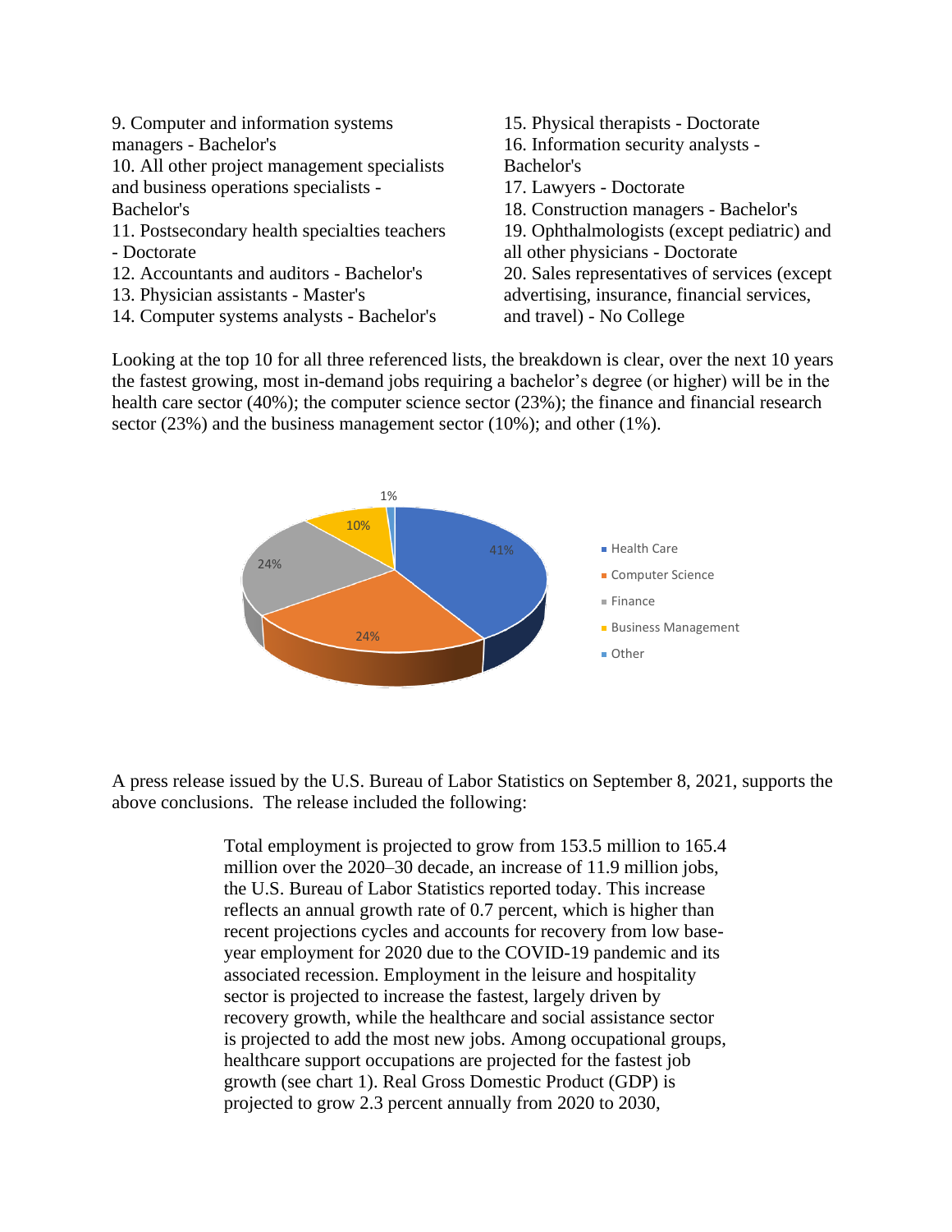9. Computer and information systems managers - Bachelor's
10. All other project management specialists and business operations specialists - Bachelor's
11. Postsecondary health specialties teachers - Doctorate
12. Accountants and auditors - Bachelor's
13. Physician assistants - Master's
14. Computer systems analysts - Bachelor's
15. Physical therapists - Doctorate
16. Information security analysts - Bachelor's
17. Lawyers - Doctorate
18. Construction managers - Bachelor's
19. Ophthalmologists (except pediatric) and all other physicians - Doctorate
20. Sales representatives of services (except advertising, insurance, financial services, and travel) - No College

Looking at the top 10 for all three referenced lists, the breakdown is clear, over the next 10 years the fastest growing, most in-demand jobs requiring a bachelor's degree (or higher) will be in the health care sector (40%); the computer science sector (23%); the finance and financial research sector (23%) and the business management sector (10%); and other (1%).

| Sector | Share |
| --- | --- |
| Health Care | 41% |
| Computer Science | 24% |
| Finance | 24% |
| Business Management | 10% |
| Other | 1% |

A press release issued by the U.S. Bureau of Labor Statistics on September 8, 2021, supports the above conclusions. The release included the following:

> Total employment is projected to grow from 153.5 million to 165.4 million over the 2020–30 decade, an increase of 11.9 million jobs, the U.S. Bureau of Labor Statistics reported today. This increase reflects an annual growth rate of 0.7 percent, which is higher than recent projections cycles and accounts for recovery from low base-year employment for 2020 due to the COVID-19 pandemic and its associated recession. Employment in the leisure and hospitality sector is projected to increase the fastest, largely driven by recovery growth, while the healthcare and social assistance sector is projected to add the most new jobs. Among occupational groups, healthcare support occupations are projected for the fastest job growth (see chart 1). Real Gross Domestic Product (GDP) is projected to grow 2.3 percent annually from 2020 to 2030,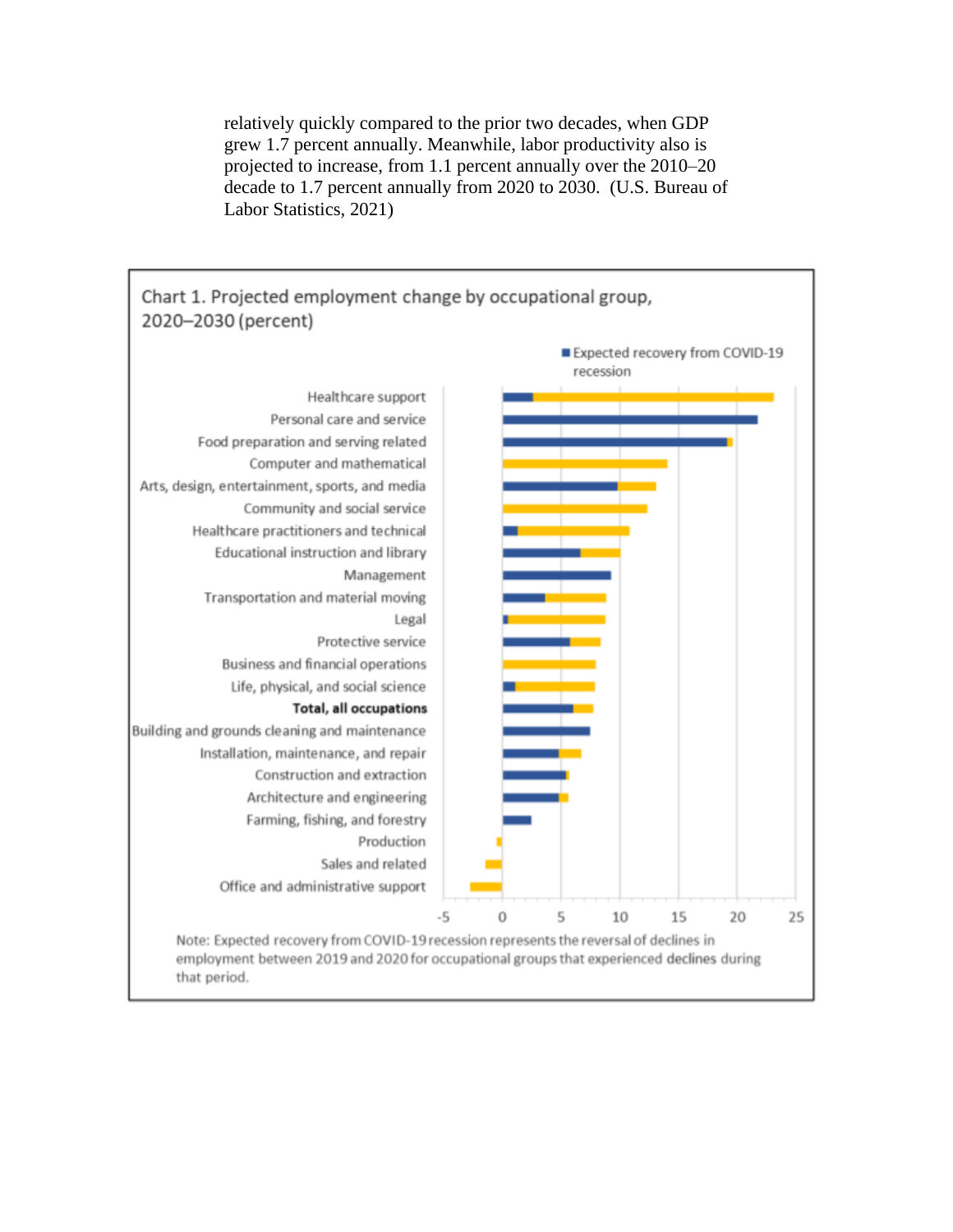relatively quickly compared to the prior two decades, when GDP grew 1.7 percent annually. Meanwhile, labor productivity also is projected to increase, from 1.1 percent annually over the 2010–20 decade to 1.7 percent annually from 2020 to 2030. (U.S. Bureau of Labor Statistics, 2021)

Chart 1. Projected employment change by occupational group, 2020–2030 (percent)

Expected recovery from COVID-19 recession

Healthcare support
Personal care and service
Food preparation and serving related
Computer and mathematical
Arts, design, entertainment, sports, and media
Community and social service
Healthcare practitioners and technical
Educational instruction and library
Management
Transportation and material moving
Legal
Protective service
Business and financial operations
Life, physical, and social science
**Total, all occupations**
Building and grounds cleaning and maintenance
Installation, maintenance, and repair
Construction and extraction
Architecture and engineering
Farming, fishing, and forestry
Production
Sales and related
Office and administrative support

-5 0 5 10 15 20 25

Note: Expected recovery from COVID-19 recession represents the reversal of declines in employment between 2019 and 2020 for occupational groups that experienced declines during that period.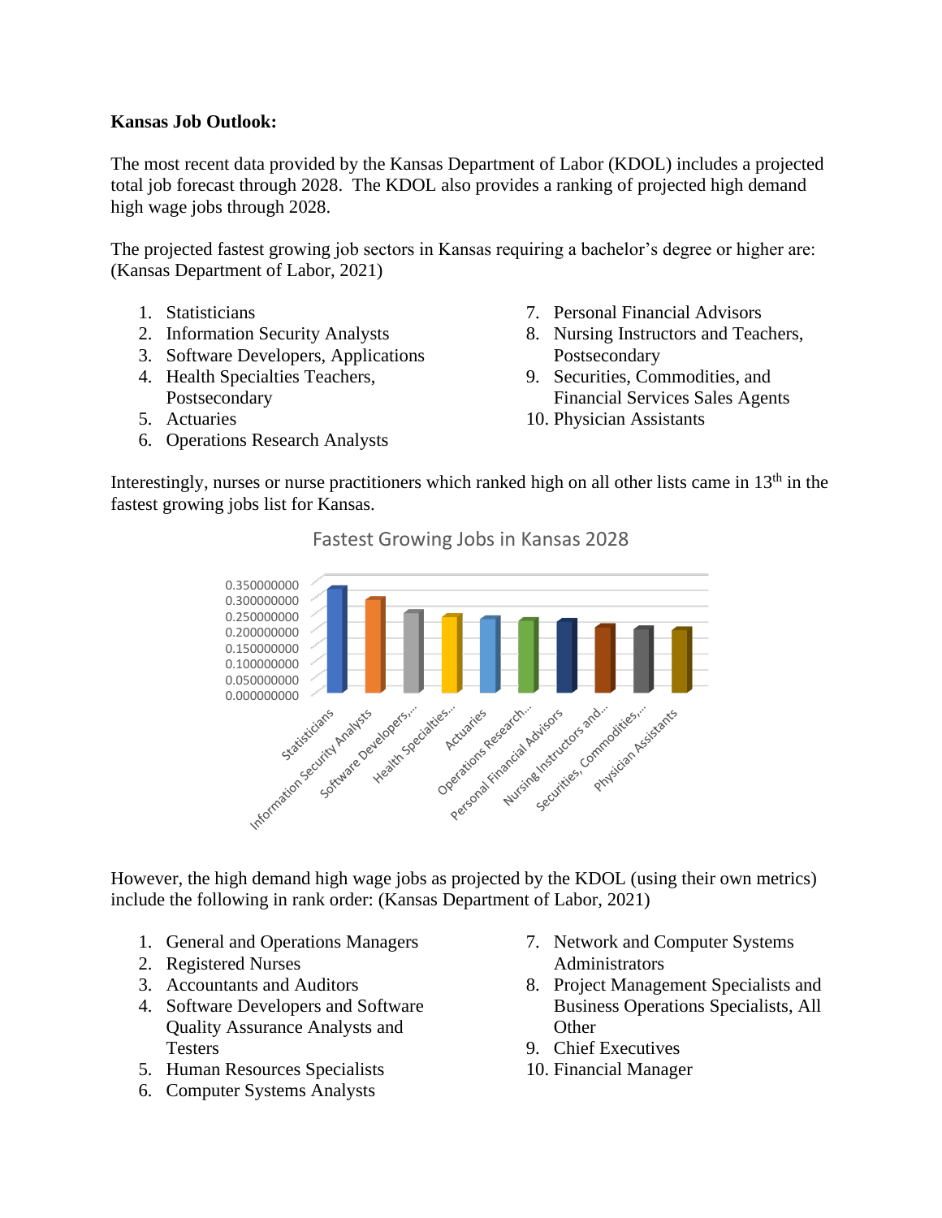**Kansas Job Outlook:**

The most recent data provided by the Kansas Department of Labor (KDOL) includes a projected total job forecast through 2028. The KDOL also provides a ranking of projected high demand high wage jobs through 2028.

The projected fastest growing job sectors in Kansas requiring a bachelor's degree or higher are: (Kansas Department of Labor, 2021)

1. Statisticians
2. Information Security Analysts
3. Software Developers, Applications
4. Health Specialties Teachers, Postsecondary
5. Actuaries
6. Operations Research Analysts
7. Personal Financial Advisors
8. Nursing Instructors and Teachers, Postsecondary
9. Securities, Commodities, and Financial Services Sales Agents
10. Physician Assistants

Interestingly, nurses or nurse practitioners which ranked high on all other lists came in 13th in the fastest growing jobs list for Kansas.

Fastest Growing Jobs in Kansas 2028

However, the high demand high wage jobs as projected by the KDOL (using their own metrics) include the following in rank order: (Kansas Department of Labor, 2021)

1. General and Operations Managers
2. Registered Nurses
3. Accountants and Auditors
4. Software Developers and Software Quality Assurance Analysts and Testers
5. Human Resources Specialists
6. Computer Systems Analysts
7. Network and Computer Systems Administrators
8. Project Management Specialists and Business Operations Specialists, All Other
9. Chief Executives
10. Financial Manager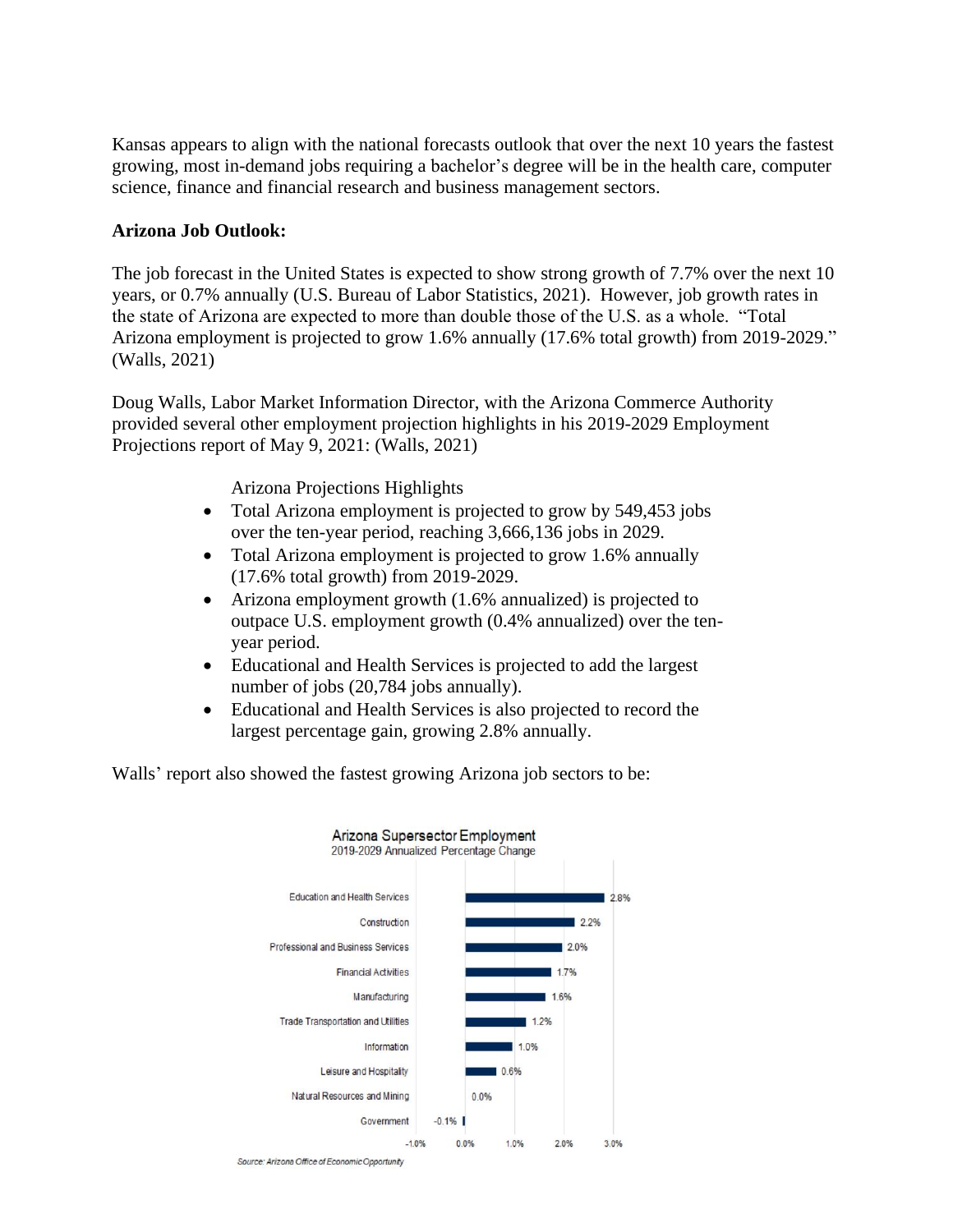Kansas appears to align with the national forecasts outlook that over the next 10 years the fastest growing, most in-demand jobs requiring a bachelor's degree will be in the health care, computer science, finance and financial research and business management sectors.

**Arizona Job Outlook:**

The job forecast in the United States is expected to show strong growth of 7.7% over the next 10 years, or 0.7% annually (U.S. Bureau of Labor Statistics, 2021). However, job growth rates in the state of Arizona are expected to more than double those of the U.S. as a whole. "Total Arizona employment is projected to grow 1.6% annually (17.6% total growth) from 2019-2029." (Walls, 2021)

Doug Walls, Labor Market Information Director, with the Arizona Commerce Authority provided several other employment projection highlights in his 2019-2029 Employment Projections report of May 9, 2021: (Walls, 2021)

Arizona Projections Highlights

- Total Arizona employment is projected to grow by 549,453 jobs over the ten-year period, reaching 3,666,136 jobs in 2029.
- Total Arizona employment is projected to grow 1.6% annually (17.6% total growth) from 2019-2029.
- Arizona employment growth (1.6% annualized) is projected to outpace U.S. employment growth (0.4% annualized) over the ten-year period.
- Educational and Health Services is projected to add the largest number of jobs (20,784 jobs annually).
- Educational and Health Services is also projected to record the largest percentage gain, growing 2.8% annually.

Walls' report also showed the fastest growing Arizona job sectors to be:

Arizona Supersector Employment
2019-2029 Annualized Percentage Change

| Supersector | Annualized Percentage Change |
| --- | --- |
| Education and Health Services | 2.8% |
| Construction | 2.2% |
| Professional and Business Services | 2.0% |
| Financial Activities | 1.7% |
| Manufacturing | 1.6% |
| Trade Transportation and Utilities | 1.2% |
| Information | 1.0% |
| Leisure and Hospitality | 0.6% |
| Natural Resources and Mining | 0.0% |
| Government | -0.1% |

*Source: Arizona Office of Economic Opportunity*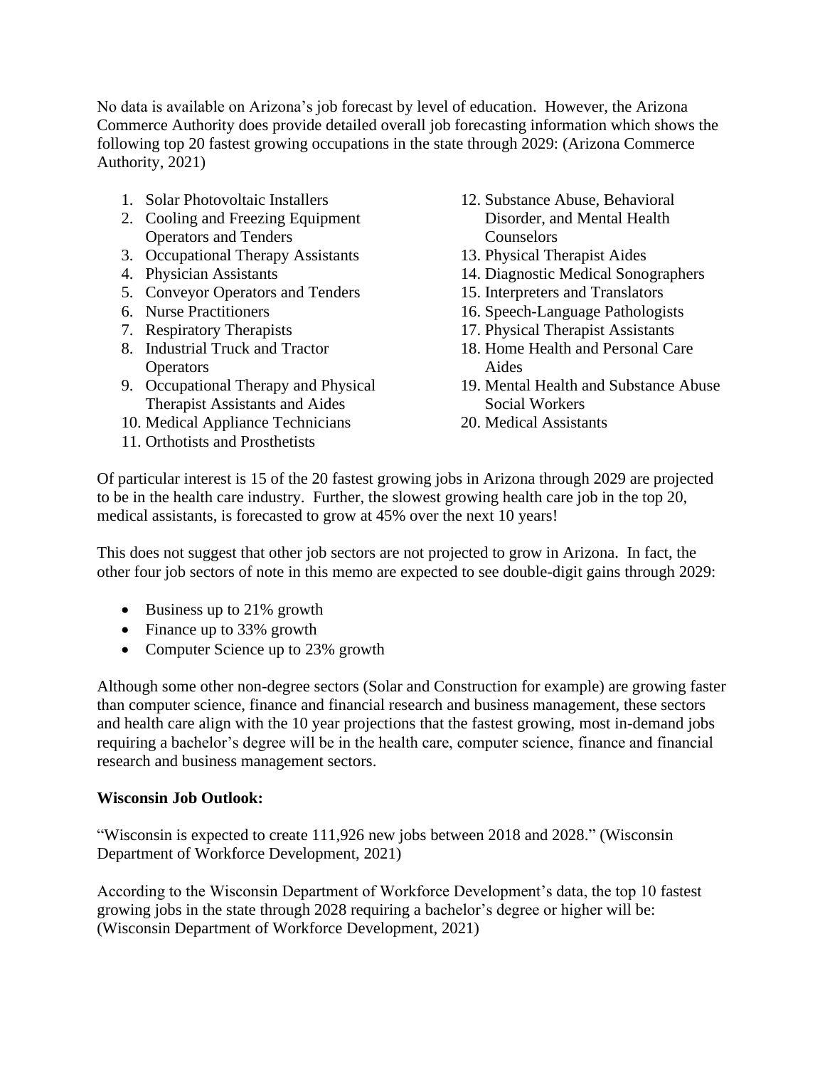No data is available on Arizona's job forecast by level of education. However, the Arizona Commerce Authority does provide detailed overall job forecasting information which shows the following top 20 fastest growing occupations in the state through 2029: (Arizona Commerce Authority, 2021)

1. Solar Photovoltaic Installers
2. Cooling and Freezing Equipment Operators and Tenders
3. Occupational Therapy Assistants
4. Physician Assistants
5. Conveyor Operators and Tenders
6. Nurse Practitioners
7. Respiratory Therapists
8. Industrial Truck and Tractor Operators
9. Occupational Therapy and Physical Therapist Assistants and Aides
10. Medical Appliance Technicians
11. Orthotists and Prosthetists
12. Substance Abuse, Behavioral Disorder, and Mental Health Counselors
13. Physical Therapist Aides
14. Diagnostic Medical Sonographers
15. Interpreters and Translators
16. Speech-Language Pathologists
17. Physical Therapist Assistants
18. Home Health and Personal Care Aides
19. Mental Health and Substance Abuse Social Workers
20. Medical Assistants

Of particular interest is 15 of the 20 fastest growing jobs in Arizona through 2029 are projected to be in the health care industry. Further, the slowest growing health care job in the top 20, medical assistants, is forecasted to grow at 45% over the next 10 years!

This does not suggest that other job sectors are not projected to grow in Arizona. In fact, the other four job sectors of note in this memo are expected to see double-digit gains through 2029:

- Business up to 21% growth
- Finance up to 33% growth
- Computer Science up to 23% growth

Although some other non-degree sectors (Solar and Construction for example) are growing faster than computer science, finance and financial research and business management, these sectors and health care align with the 10 year projections that the fastest growing, most in-demand jobs requiring a bachelor's degree will be in the health care, computer science, finance and financial research and business management sectors.

**Wisconsin Job Outlook:**

"Wisconsin is expected to create 111,926 new jobs between 2018 and 2028." (Wisconsin Department of Workforce Development, 2021)

According to the Wisconsin Department of Workforce Development's data, the top 10 fastest growing jobs in the state through 2028 requiring a bachelor's degree or higher will be: (Wisconsin Department of Workforce Development, 2021)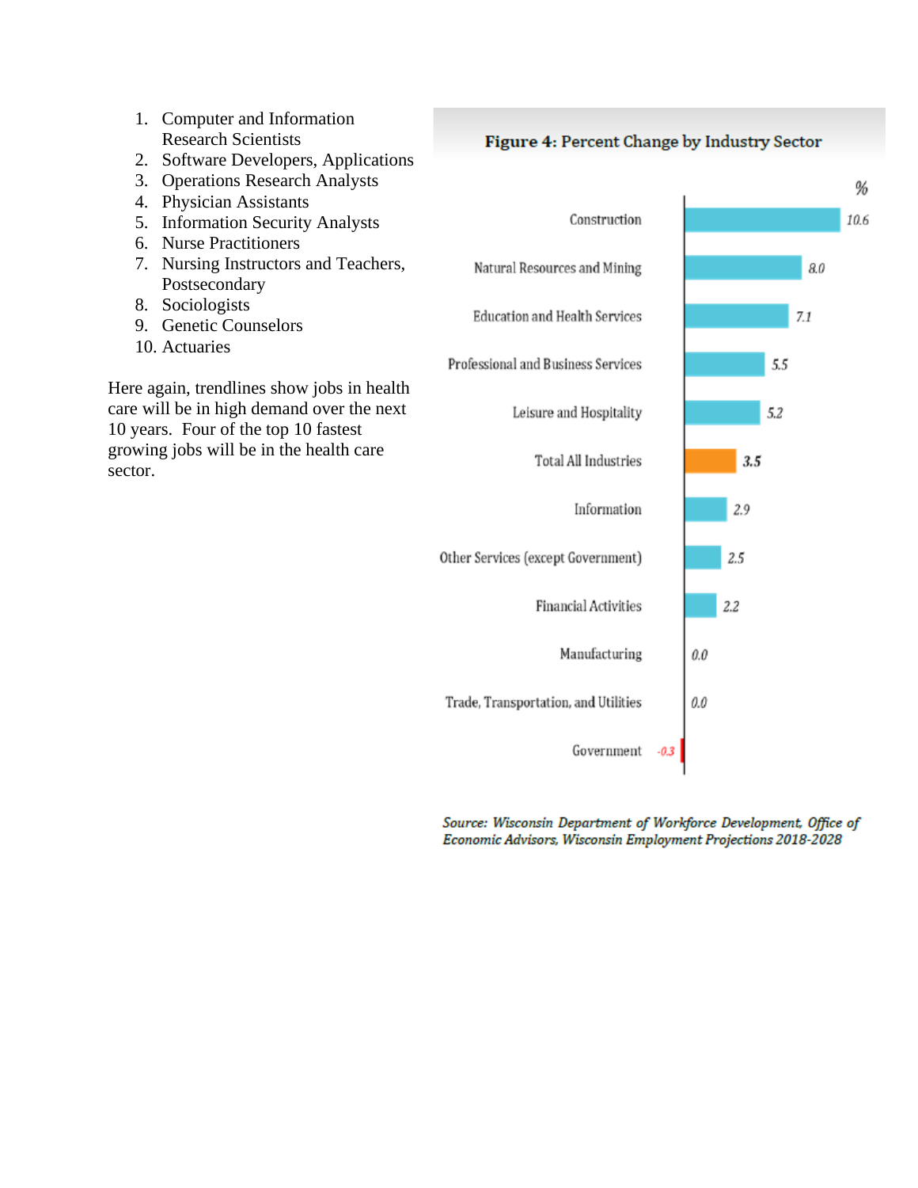1. Computer and Information Research Scientists
2. Software Developers, Applications
3. Operations Research Analysts
4. Physician Assistants
5. Information Security Analysts
6. Nurse Practitioners
7. Nursing Instructors and Teachers, Postsecondary
8. Sociologists
9. Genetic Counselors
10. Actuaries

Here again, trendlines show jobs in health care will be in high demand over the next 10 years. Four of the top 10 fastest growing jobs will be in the health care sector.

**Figure 4: Percent Change by Industry Sector**

| Industry Sector | % |
|---|---|
| Construction | 10.6 |
| Natural Resources and Mining | 8.0 |
| Education and Health Services | 7.1 |
| Professional and Business Services | 5.5 |
| Leisure and Hospitality | 5.2 |
| **Total All Industries** | **3.5** |
| Information | 2.9 |
| Other Services (except Government) | 2.5 |
| Financial Activities | 2.2 |
| Manufacturing | 0.0 |
| Trade, Transportation, and Utilities | 0.0 |
| Government | -0.3 |

*Source: Wisconsin Department of Workforce Development, Office of Economic Advisors, Wisconsin Employment Projections 2018-2028*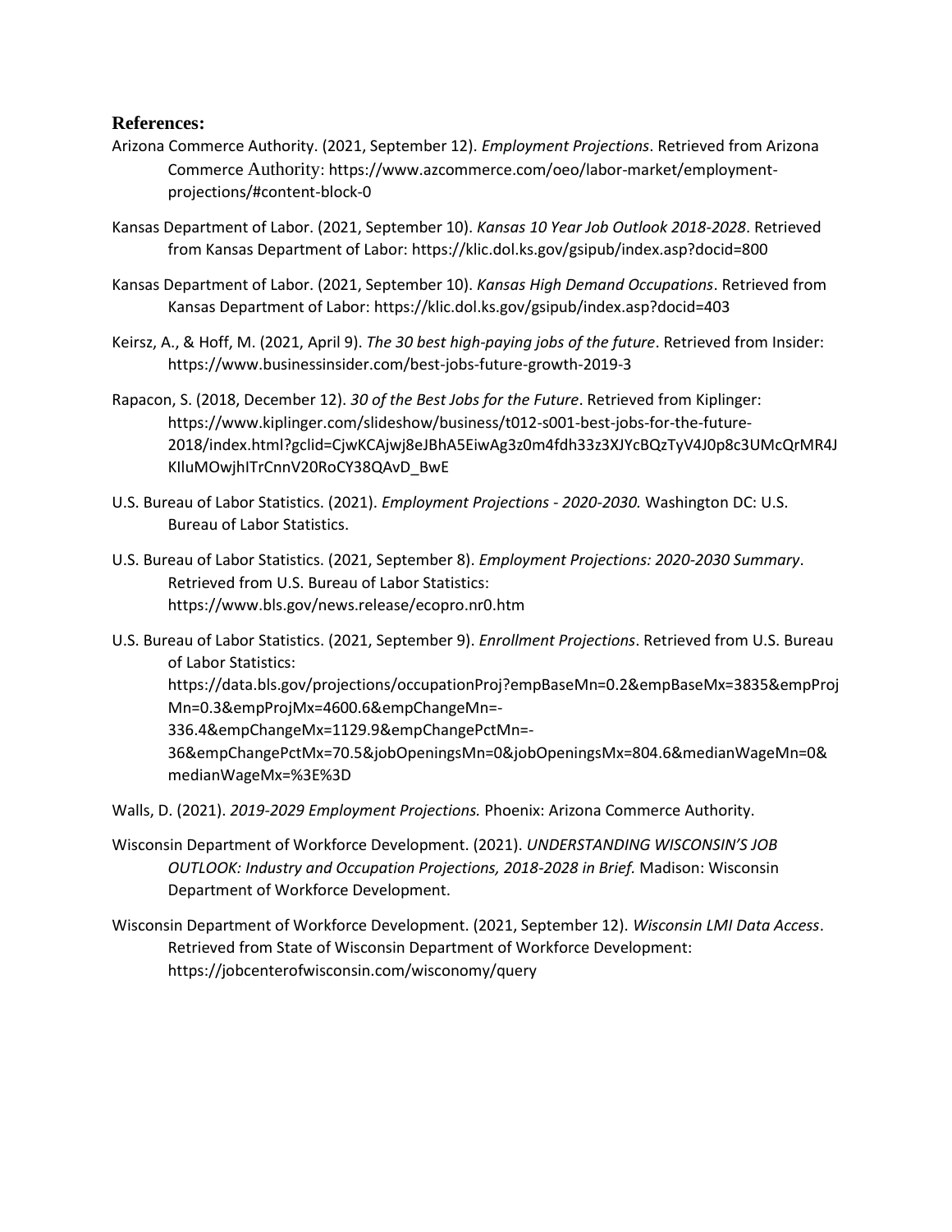## References:

Arizona Commerce Authority. (2021, September 12). *Employment Projections*. Retrieved from Arizona Commerce Authority: https://www.azcommerce.com/oeo/labor-market/employment-projections/#content-block-0

Kansas Department of Labor. (2021, September 10). *Kansas 10 Year Job Outlook 2018-2028*. Retrieved from Kansas Department of Labor: https://klic.dol.ks.gov/gsipub/index.asp?docid=800

Kansas Department of Labor. (2021, September 10). *Kansas High Demand Occupations*. Retrieved from Kansas Department of Labor: https://klic.dol.ks.gov/gsipub/index.asp?docid=403

Keirsz, A., & Hoff, M. (2021, April 9). *The 30 best high-paying jobs of the future*. Retrieved from Insider: https://www.businessinsider.com/best-jobs-future-growth-2019-3

Rapacon, S. (2018, December 12). *30 of the Best Jobs for the Future*. Retrieved from Kiplinger: https://www.kiplinger.com/slideshow/business/t012-s001-best-jobs-for-the-future-2018/index.html?gclid=CjwKCAjwj8eJBhA5EiwAg3z0m4fdh33z3XJYcBQzTyV4J0p8c3UMcQrMR4JKIluMOwjhITrCnnV20RoCY38QAvD_BwE

U.S. Bureau of Labor Statistics. (2021). *Employment Projections - 2020-2030.* Washington DC: U.S. Bureau of Labor Statistics.

U.S. Bureau of Labor Statistics. (2021, September 8). *Employment Projections: 2020-2030 Summary*. Retrieved from U.S. Bureau of Labor Statistics: https://www.bls.gov/news.release/ecopro.nr0.htm

U.S. Bureau of Labor Statistics. (2021, September 9). *Enrollment Projections*. Retrieved from U.S. Bureau of Labor Statistics: https://data.bls.gov/projections/occupationProj?empBaseMn=0.2&empBaseMx=3835&empProjMn=0.3&empProjMx=4600.6&empChangeMn=-336.4&empChangeMx=1129.9&empChangePctMn=-36&empChangePctMx=70.5&jobOpeningsMn=0&jobOpeningsMx=804.6&medianWageMn=0&medianWageMx=%3E%3D

Walls, D. (2021). *2019-2029 Employment Projections.* Phoenix: Arizona Commerce Authority.

Wisconsin Department of Workforce Development. (2021). *UNDERSTANDING WISCONSIN'S JOB OUTLOOK: Industry and Occupation Projections, 2018-2028 in Brief.* Madison: Wisconsin Department of Workforce Development.

Wisconsin Department of Workforce Development. (2021, September 12). *Wisconsin LMI Data Access*. Retrieved from State of Wisconsin Department of Workforce Development: https://jobcenterofwisconsin.com/wisconomy/query